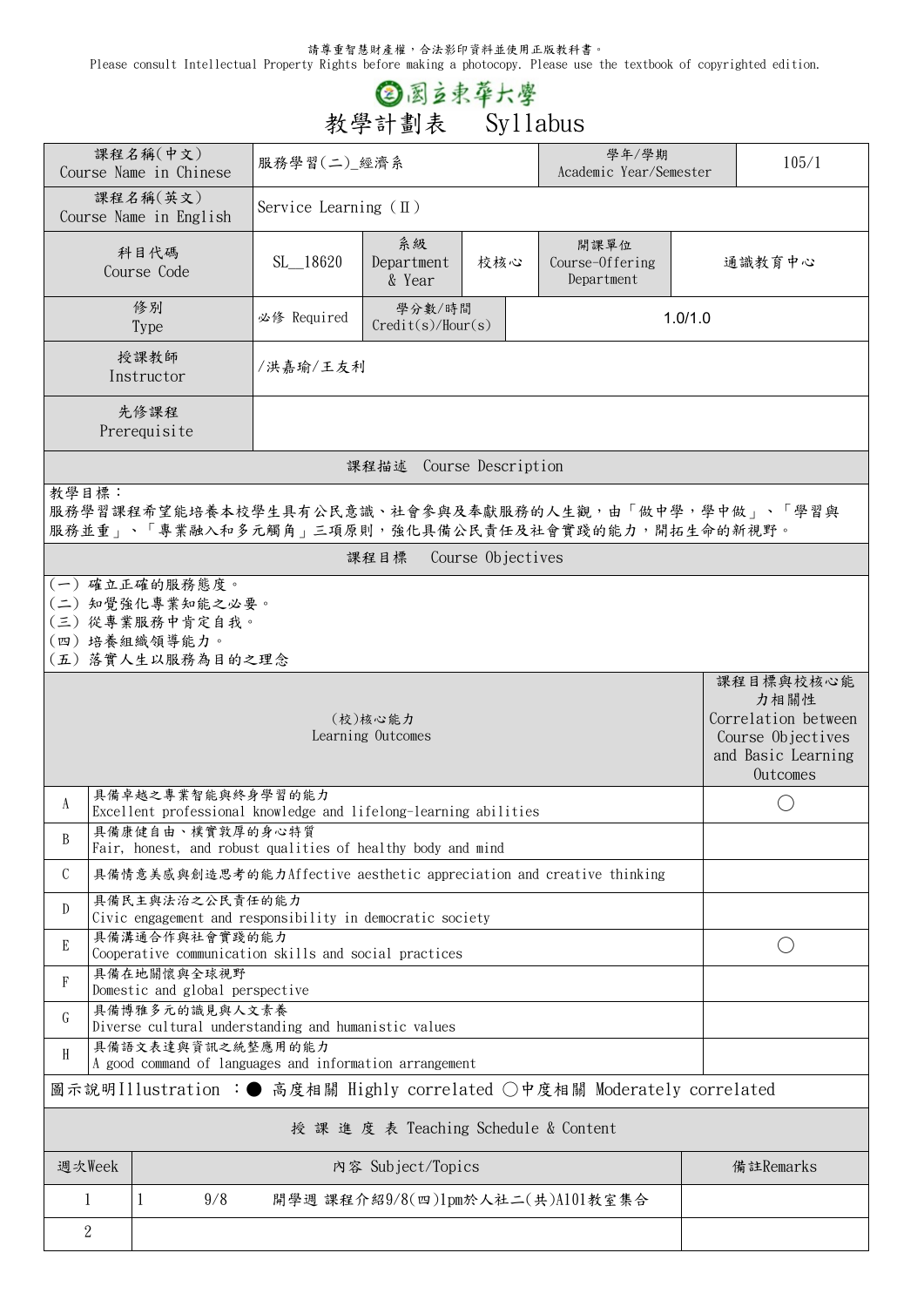請尊重智慧財產權，合法影印資料並使用正版教科書。
Please consult Intellectual Property Rights before making a photocopy. Please use the textbook of copyrighted edition.

# 國立東華大學

# 教學計劃表　Syllabus

| 課程名稱(中文) Course Name in Chinese | 服務學習(二)_經濟系 | | | 學年/學期 Academic Year/Semester | 105/1 |
|---|---|---|---|---|---|
| 課程名稱(英文) Course Name in English | Service Learning (Ⅱ) | | | | |
| 科目代碼 Course Code | SL__18620 | 系級 Department & Year | 校核心 | 開課單位 Course-Offering Department | 通識教育中心 |
| 修別 Type | 必修 Required | 學分數/時間 Credit(s)/Hour(s) | 1.0/1.0 | | |
| 授課教師 Instructor | /洪嘉瑜/王友利 | | | | |
| 先修課程 Prerequisite | | | | | |

## 課程描述 Course Description

教學目標：
服務學習課程希望能培養本校學生具有公民意識、社會參與及奉獻服務的人生觀，由「做中學，學中做」、「學習與服務並重」、「專業融入和多元觸角」三項原則，強化具備公民責任及社會實踐的能力，開拓生命的新視野。

## 課程目標 Course Objectives

(一) 確立正確的服務態度。
(二) 知覺強化專業知能之必要。
(三) 從專業服務中肯定自我。
(四) 培養組織領導能力。
(五) 落實人生以服務為目的之理念

| | (校)核心能力 Learning Outcomes | 課程目標與校核心能力相關性 Correlation between Course Objectives and Basic Learning Outcomes |
|---|---|---|
| A | 具備卓越之專業智能與終身學習的能力 Excellent professional knowledge and lifelong-learning abilities | ○ |
| B | 具備康健自由、樸實敦厚的身心特質 Fair, honest, and robust qualities of healthy body and mind | |
| C | 具備情意美感與創造思考的能力 Affective aesthetic appreciation and creative thinking | |
| D | 具備民主與法治之公民責任的能力 Civic engagement and responsibility in democratic society | |
| E | 具備溝通合作與社會實踐的能力 Cooperative communication skills and social practices | ○ |
| F | 具備在地關懷與全球視野 Domestic and global perspective | |
| G | 具備博雅多元的識見與人文素養 Diverse cultural understanding and humanistic values | |
| H | 具備語文表達與資訊之統整應用的能力 A good command of languages and information arrangement | |

圖示說明Illustration ：● 高度相關 Highly correlated ○中度相關 Moderately correlated

## 授 課 進 度 表 Teaching Schedule & Content

| 週次Week | 內容 Subject/Topics | 備註Remarks |
|---|---|---|
| 1 | 1　9/8　開學週 課程介紹9/8(四)1pm於人社二(共)A101教室集合 | |
| 2 | | |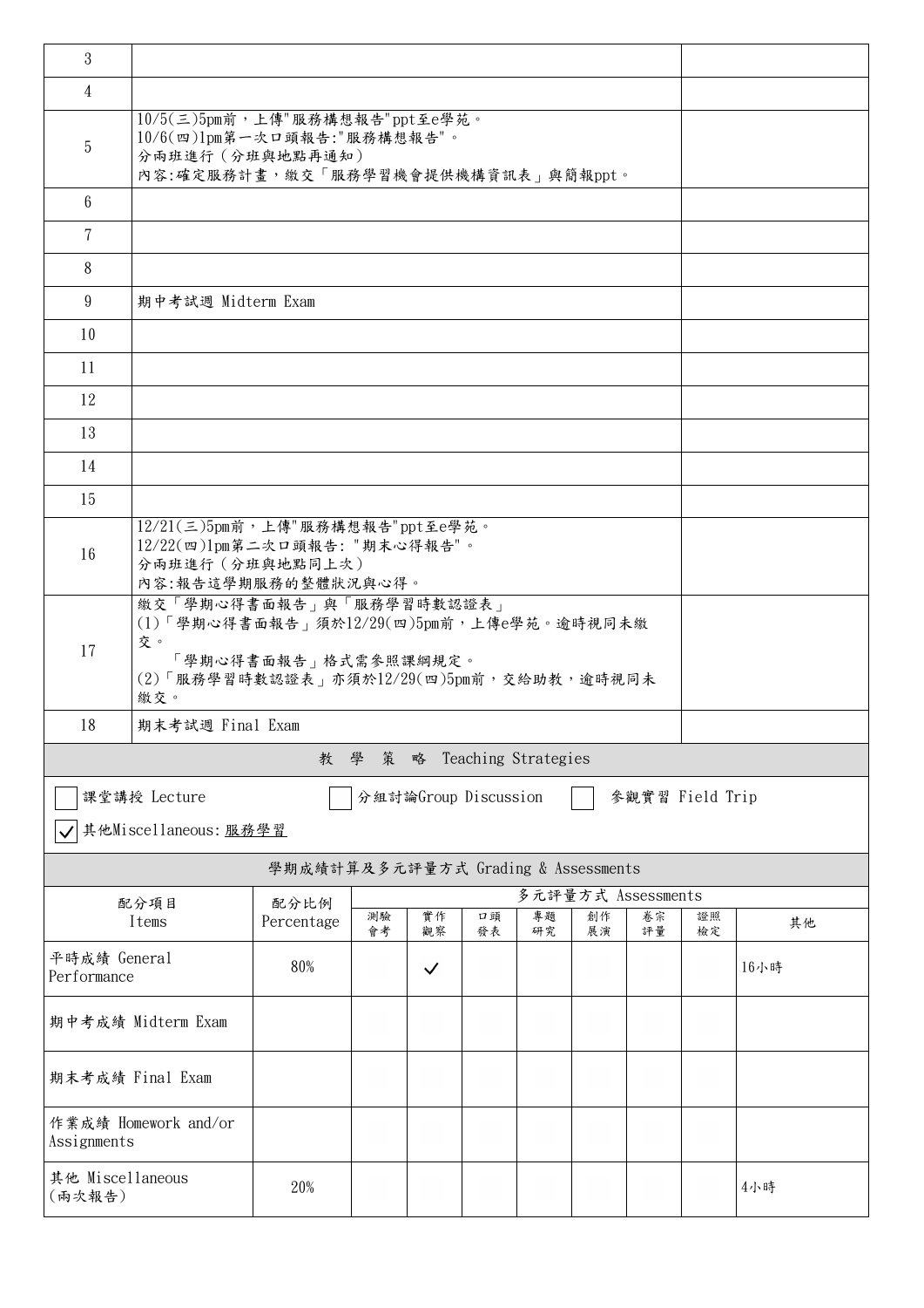| | | |
|---|---|---|
| 3 | | |
| 4 | | |
| 5 | 10/5(三)5pm前，上傳"服務構想報告"ppt至e學苑。<br>10/6(四)1pm第一次口頭報告:"服務構想報告"。<br>分兩班進行（分班與地點再通知）<br>內容:確定服務計畫，繳交「服務學習機會提供機構資訊表」與簡報ppt。 | |
| 6 | | |
| 7 | | |
| 8 | | |
| 9 | 期中考試週 Midterm Exam | |
| 10 | | |
| 11 | | |
| 12 | | |
| 13 | | |
| 14 | | |
| 15 | | |
| 16 | 12/21(三)5pm前，上傳"服務構想報告"ppt至e學苑。<br>12/22(四)1pm第二次口頭報告: "期末心得報告"。<br>分兩班進行（分班與地點同上次）<br>內容:報告這學期服務的整體狀況與心得。 | |
| 17 | 繳交「學期心得書面報告」與「服務學習時數認證表」<br>(1)「學期心得書面報告」須於12/29(四)5pm前，上傳e學苑。逾時視同未繳交。<br>「學期心得書面報告」格式需參照課綱規定。<br>(2)「服務學習時數認證表」亦須於12/29(四)5pm前，交給助教，逾時視同未繳交。 | |
| 18 | 期末考試週 Final Exam | |

## 教 學 策 略 Teaching Strategies

- [ ] 課堂講授 Lecture
- [ ] 分組討論Group Discussion
- [ ] 參觀實習 Field Trip
- [x] 其他Miscellaneous: 服務學習

## 學期成績計算及多元評量方式 Grading & Assessments

| 配分項目 Items | 配分比例 Percentage | 多元評量方式 Assessments | | | | | | | |
|---|---|---|---|---|---|---|---|---|---|
| | | 測驗會考 | 實作觀察 | 口頭發表 | 專題研究 | 創作展演 | 卷宗評量 | 證照檢定 | 其他 |
| 平時成績 General Performance | 80% | | ✓ | | | | | | 16小時 |
| 期中考成績 Midterm Exam | | | | | | | | | |
| 期末考成績 Final Exam | | | | | | | | | |
| 作業成績 Homework and/or Assignments | | | | | | | | | |
| 其他 Miscellaneous (兩次報告) | 20% | | | | | | | | 4小時 |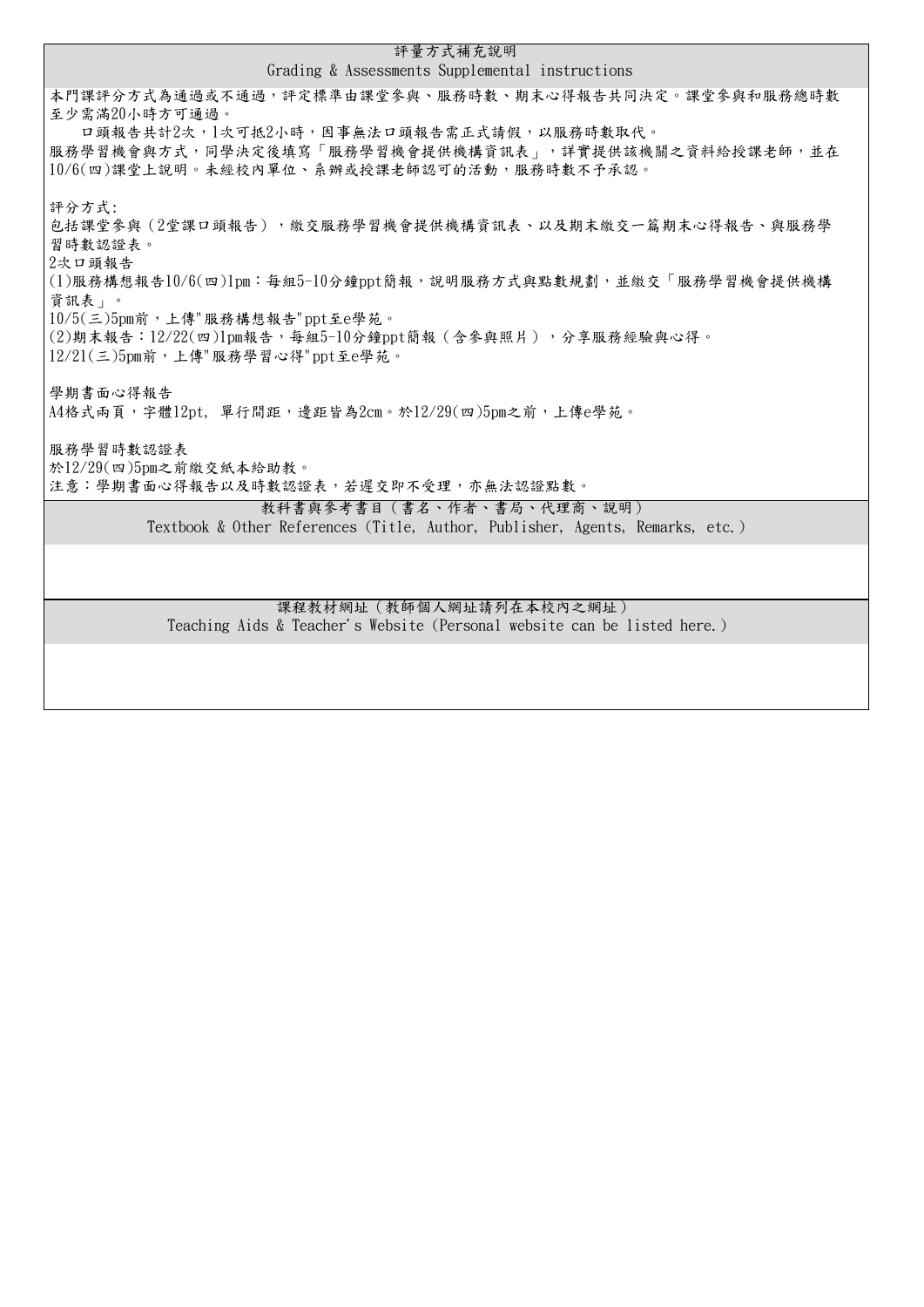## 評量方式補充說明
## Grading & Assessments Supplemental instructions

本門課評分方式為通過或不通過，評定標準由課堂參與、服務時數、期末心得報告共同決定。課堂參與和服務總時數至少需滿20小時方可通過。

口頭報告共計2次，1次可抵2小時，因事無法口頭報告需正式請假，以服務時數取代。

服務學習機會與方式，同學決定後填寫「服務學習機會提供機構資訊表」，詳實提供該機關之資料給授課老師，並在10/6(四)課堂上說明。未經校內單位、系辦或授課老師認可的活動，服務時數不予承認。

評分方式:

包括課堂參與（2堂課口頭報告），繳交服務學習機會提供機構資訊表、以及期末繳交一篇期末心得報告、與服務學習時數認證表。

2次口頭報告

(1)服務構想報告10/6(四)1pm：每組5-10分鐘ppt簡報，說明服務方式與點數規劃，並繳交「服務學習機會提供機構資訊表」。

10/5(三)5pm前，上傳"服務構想報告"ppt至e學苑。

(2)期末報告：12/22(四)1pm報告，每組5-10分鐘ppt簡報（含參與照片），分享服務經驗與心得。

12/21(三)5pm前，上傳"服務學習心得"ppt至e學苑。

學期書面心得報告

A4格式兩頁，字體12pt, 單行間距，邊距皆為2cm。於12/29(四)5pm之前，上傳e學苑。

服務學習時數認證表

於12/29(四)5pm之前繳交紙本給助教。

注意：學期書面心得報告以及時數認證表，若遲交即不受理，亦無法認證點數。

## 教科書與參考書目（書名、作者、書局、代理商、說明）
## Textbook & Other References (Title, Author, Publisher, Agents, Remarks, etc.)

## 課程教材網址（教師個人網址請列在本校內之網址）
## Teaching Aids & Teacher's Website (Personal website can be listed here.)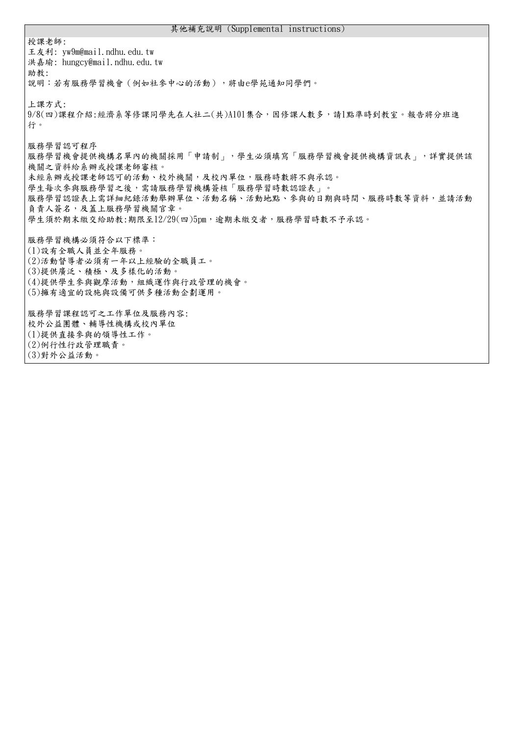## 其他補充說明 (Supplemental instructions)

授課老師:
王友利: yw9m@mail.ndhu.edu.tw
洪嘉瑜: hungcy@mail.ndhu.edu.tw
助教:
說明：若有服務學習機會（例如社參中心的活動），將由e學苑通知同學們。

上課方式:
9/8(四)課程介紹:經濟系等修課同學先在人社二(共)A101集合，因修課人數多，請1點準時到教室。報告將分班進行。

服務學習認可程序
服務學習機會提供機構名單內的機關採用「申請制」，學生必須填寫「服務學習機會提供機構資訊表」，詳實提供該機關之資料給系辦或授課老師審核。
未經系辦或授課老師認可的活動、校外機關，及校內單位，服務時數將不與承認。
學生每次參與服務學習之後，需請服務學習機構簽核「服務學習時數認證表」。
服務學習認證表上需詳細紀錄活動舉辦單位、活動名稱、活動地點、參與的日期與時間、服務時數等資料，並請活動負責人簽名，及蓋上服務學習機關官章。
學生須於期末繳交給助教:期限至12/29(四)5pm，逾期未繳交者，服務學習時數不予承認。

服務學習機構必須符合以下標準：
(1)設有全職人員並全年服務。
(2)活動督導者必須有一年以上經驗的全職員工。
(3)提供廣泛、積極、及多樣化的活動。
(4)提供學生參與觀摩活動，組織運作與行政管理的機會。
(5)擁有適宜的設施與設備可供多種活動企劃運用。

服務學習課程認可之工作單位及服務內容:
校外公益團體、輔導性機構或校內單位
(1)提供直接參與的領導性工作。
(2)例行性行政管理職責。
(3)對外公益活動。